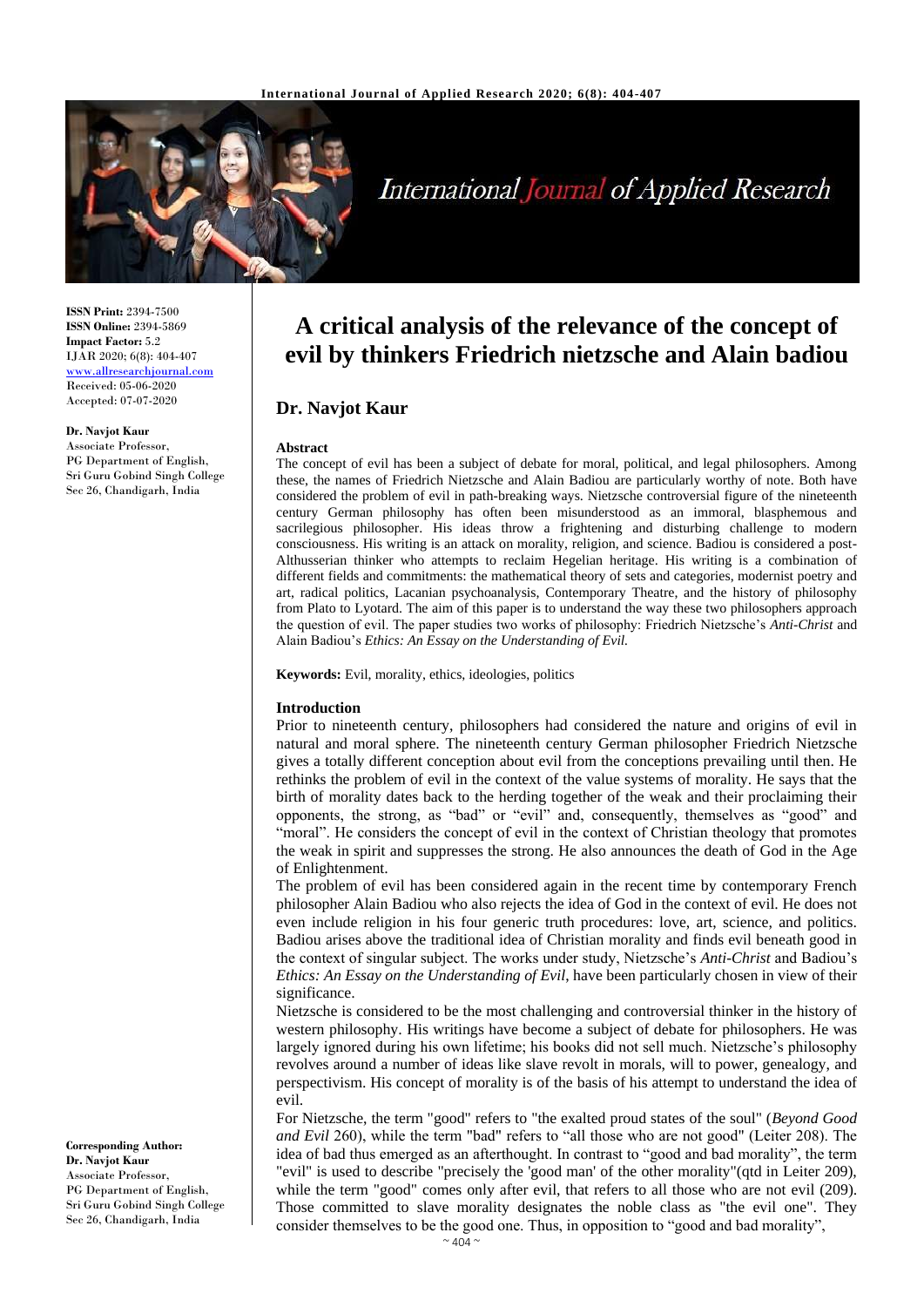# A critical analysis of the relevance of the concept of evil by thinkers Friedrich nietzsche and Alain badiou

**Dr. Navjot Kaur**

**ISSN Print:** 2394-7500
**ISSN Online:** 2394-5869
**Impact Factor:** 5.2
IJAR 2020; 6(8): 404-407
www.allresearchjournal.com
Received: 05-06-2020
Accepted: 07-07-2020

**Dr. Navjot Kaur**
Associate Professor,
PG Department of English,
Sri Guru Gobind Singh College
Sec 26, Chandigarh, India

**Corresponding Author:**
**Dr. Navjot Kaur**
Associate Professor,
PG Department of English,
Sri Guru Gobind Singh College
Sec 26, Chandigarh, India

### Abstract

The concept of evil has been a subject of debate for moral, political, and legal philosophers. Among these, the names of Friedrich Nietzsche and Alain Badiou are particularly worthy of note. Both have considered the problem of evil in path-breaking ways. Nietzsche controversial figure of the nineteenth century German philosophy has often been misunderstood as an immoral, blasphemous and sacrilegious philosopher. His ideas throw a frightening and disturbing challenge to modern consciousness. His writing is an attack on morality, religion, and science. Badiou is considered a post-Althusserian thinker who attempts to reclaim Hegelian heritage. His writing is a combination of different fields and commitments: the mathematical theory of sets and categories, modernist poetry and art, radical politics, Lacanian psychoanalysis, Contemporary Theatre, and the history of philosophy from Plato to Lyotard. The aim of this paper is to understand the way these two philosophers approach the question of evil. The paper studies two works of philosophy: Friedrich Nietzsche's *Anti-Christ* and Alain Badiou's *Ethics: An Essay on the Understanding of Evil.*

**Keywords:** Evil, morality, ethics, ideologies, politics

### Introduction

Prior to nineteenth century, philosophers had considered the nature and origins of evil in natural and moral sphere. The nineteenth century German philosopher Friedrich Nietzsche gives a totally different conception about evil from the conceptions prevailing until then. He rethinks the problem of evil in the context of the value systems of morality. He says that the birth of morality dates back to the herding together of the weak and their proclaiming their opponents, the strong, as "bad" or "evil" and, consequently, themselves as "good" and "moral". He considers the concept of evil in the context of Christian theology that promotes the weak in spirit and suppresses the strong. He also announces the death of God in the Age of Enlightenment.

The problem of evil has been considered again in the recent time by contemporary French philosopher Alain Badiou who also rejects the idea of God in the context of evil. He does not even include religion in his four generic truth procedures: love, art, science, and politics. Badiou arises above the traditional idea of Christian morality and finds evil beneath good in the context of singular subject. The works under study, Nietzsche's *Anti-Christ* and Badiou's *Ethics: An Essay on the Understanding of Evil*, have been particularly chosen in view of their significance.

Nietzsche is considered to be the most challenging and controversial thinker in the history of western philosophy. His writings have become a subject of debate for philosophers. He was largely ignored during his own lifetime; his books did not sell much. Nietzsche's philosophy revolves around a number of ideas like slave revolt in morals, will to power, genealogy, and perspectivism. His concept of morality is of the basis of his attempt to understand the idea of evil.

For Nietzsche, the term "good" refers to "the exalted proud states of the soul" (*Beyond Good and Evil* 260), while the term "bad" refers to "all those who are not good" (Leiter 208). The idea of bad thus emerged as an afterthought. In contrast to "good and bad morality", the term "evil" is used to describe "precisely the 'good man' of the other morality"(qtd in Leiter 209), while the term "good" comes only after evil, that refers to all those who are not evil (209). Those committed to slave morality designates the noble class as "the evil one". They consider themselves to be the good one. Thus, in opposition to "good and bad morality",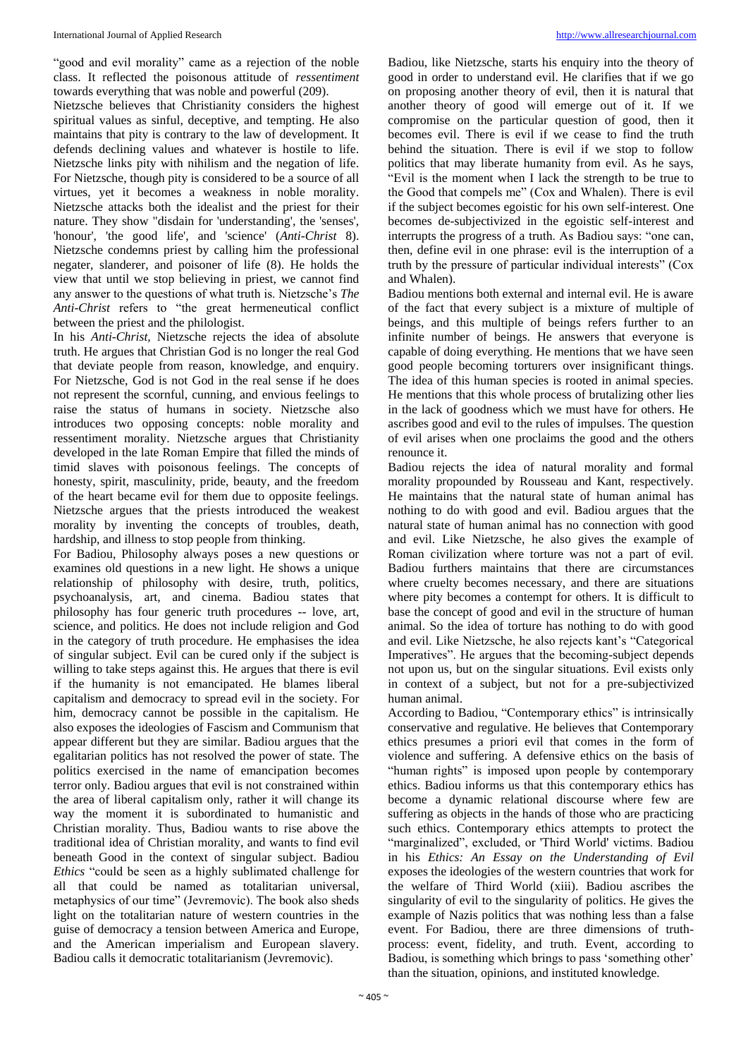"good and evil morality" came as a rejection of the noble class. It reflected the poisonous attitude of *ressentiment* towards everything that was noble and powerful (209).

Nietzsche believes that Christianity considers the highest spiritual values as sinful, deceptive, and tempting. He also maintains that pity is contrary to the law of development. It defends declining values and whatever is hostile to life. Nietzsche links pity with nihilism and the negation of life. For Nietzsche, though pity is considered to be a source of all virtues, yet it becomes a weakness in noble morality. Nietzsche attacks both the idealist and the priest for their nature. They show "disdain for 'understanding', the 'senses', 'honour', 'the good life', and 'science' (*Anti-Christ* 8). Nietzsche condemns priest by calling him the professional negater, slanderer, and poisoner of life (8). He holds the view that until we stop believing in priest, we cannot find any answer to the questions of what truth is. Nietzsche's *The Anti-Christ* refers to "the great hermeneutical conflict between the priest and the philologist.

In his *Anti-Christ,* Nietzsche rejects the idea of absolute truth. He argues that Christian God is no longer the real God that deviate people from reason, knowledge, and enquiry. For Nietzsche, God is not God in the real sense if he does not represent the scornful, cunning, and envious feelings to raise the status of humans in society. Nietzsche also introduces two opposing concepts: noble morality and ressentiment morality. Nietzsche argues that Christianity developed in the late Roman Empire that filled the minds of timid slaves with poisonous feelings. The concepts of honesty, spirit, masculinity, pride, beauty, and the freedom of the heart became evil for them due to opposite feelings. Nietzsche argues that the priests introduced the weakest morality by inventing the concepts of troubles, death, hardship, and illness to stop people from thinking.

For Badiou, Philosophy always poses a new questions or examines old questions in a new light. He shows a unique relationship of philosophy with desire, truth, politics, psychoanalysis, art, and cinema. Badiou states that philosophy has four generic truth procedures -- love, art, science, and politics. He does not include religion and God in the category of truth procedure. He emphasises the idea of singular subject. Evil can be cured only if the subject is willing to take steps against this. He argues that there is evil if the humanity is not emancipated. He blames liberal capitalism and democracy to spread evil in the society. For him, democracy cannot be possible in the capitalism. He also exposes the ideologies of Fascism and Communism that appear different but they are similar. Badiou argues that the egalitarian politics has not resolved the power of state. The politics exercised in the name of emancipation becomes terror only. Badiou argues that evil is not constrained within the area of liberal capitalism only, rather it will change its way the moment it is subordinated to humanistic and Christian morality. Thus, Badiou wants to rise above the traditional idea of Christian morality, and wants to find evil beneath Good in the context of singular subject. Badiou *Ethics* "could be seen as a highly sublimated challenge for all that could be named as totalitarian universal, metaphysics of our time" (Jevremovic). The book also sheds light on the totalitarian nature of western countries in the guise of democracy a tension between America and Europe, and the American imperialism and European slavery. Badiou calls it democratic totalitarianism (Jevremovic).

Badiou, like Nietzsche, starts his enquiry into the theory of good in order to understand evil. He clarifies that if we go on proposing another theory of evil, then it is natural that another theory of good will emerge out of it. If we compromise on the particular question of good, then it becomes evil. There is evil if we cease to find the truth behind the situation. There is evil if we stop to follow politics that may liberate humanity from evil. As he says, "Evil is the moment when I lack the strength to be true to the Good that compels me" (Cox and Whalen). There is evil if the subject becomes egoistic for his own self-interest. One becomes de-subjectivized in the egoistic self-interest and interrupts the progress of a truth. As Badiou says: "one can, then, define evil in one phrase: evil is the interruption of a truth by the pressure of particular individual interests" (Cox and Whalen).

Badiou mentions both external and internal evil. He is aware of the fact that every subject is a mixture of multiple of beings, and this multiple of beings refers further to an infinite number of beings. He answers that everyone is capable of doing everything. He mentions that we have seen good people becoming torturers over insignificant things. The idea of this human species is rooted in animal species. He mentions that this whole process of brutalizing other lies in the lack of goodness which we must have for others. He ascribes good and evil to the rules of impulses. The question of evil arises when one proclaims the good and the others renounce it.

Badiou rejects the idea of natural morality and formal morality propounded by Rousseau and Kant, respectively. He maintains that the natural state of human animal has nothing to do with good and evil. Badiou argues that the natural state of human animal has no connection with good and evil. Like Nietzsche, he also gives the example of Roman civilization where torture was not a part of evil. Badiou furthers maintains that there are circumstances where cruelty becomes necessary, and there are situations where pity becomes a contempt for others. It is difficult to base the concept of good and evil in the structure of human animal. So the idea of torture has nothing to do with good and evil. Like Nietzsche, he also rejects kant's "Categorical Imperatives". He argues that the becoming-subject depends not upon us, but on the singular situations. Evil exists only in context of a subject, but not for a pre-subjectivized human animal.

According to Badiou, "Contemporary ethics" is intrinsically conservative and regulative. He believes that Contemporary ethics presumes a priori evil that comes in the form of violence and suffering. A defensive ethics on the basis of "human rights" is imposed upon people by contemporary ethics. Badiou informs us that this contemporary ethics has become a dynamic relational discourse where few are suffering as objects in the hands of those who are practicing such ethics. Contemporary ethics attempts to protect the "marginalized", excluded, or 'Third World' victims. Badiou in his *Ethics: An Essay on the Understanding of Evil* exposes the ideologies of the western countries that work for the welfare of Third World (xiii). Badiou ascribes the singularity of evil to the singularity of politics. He gives the example of Nazis politics that was nothing less than a false event. For Badiou, there are three dimensions of truth-process: event, fidelity, and truth. Event, according to Badiou, is something which brings to pass 'something other' than the situation, opinions, and instituted knowledge.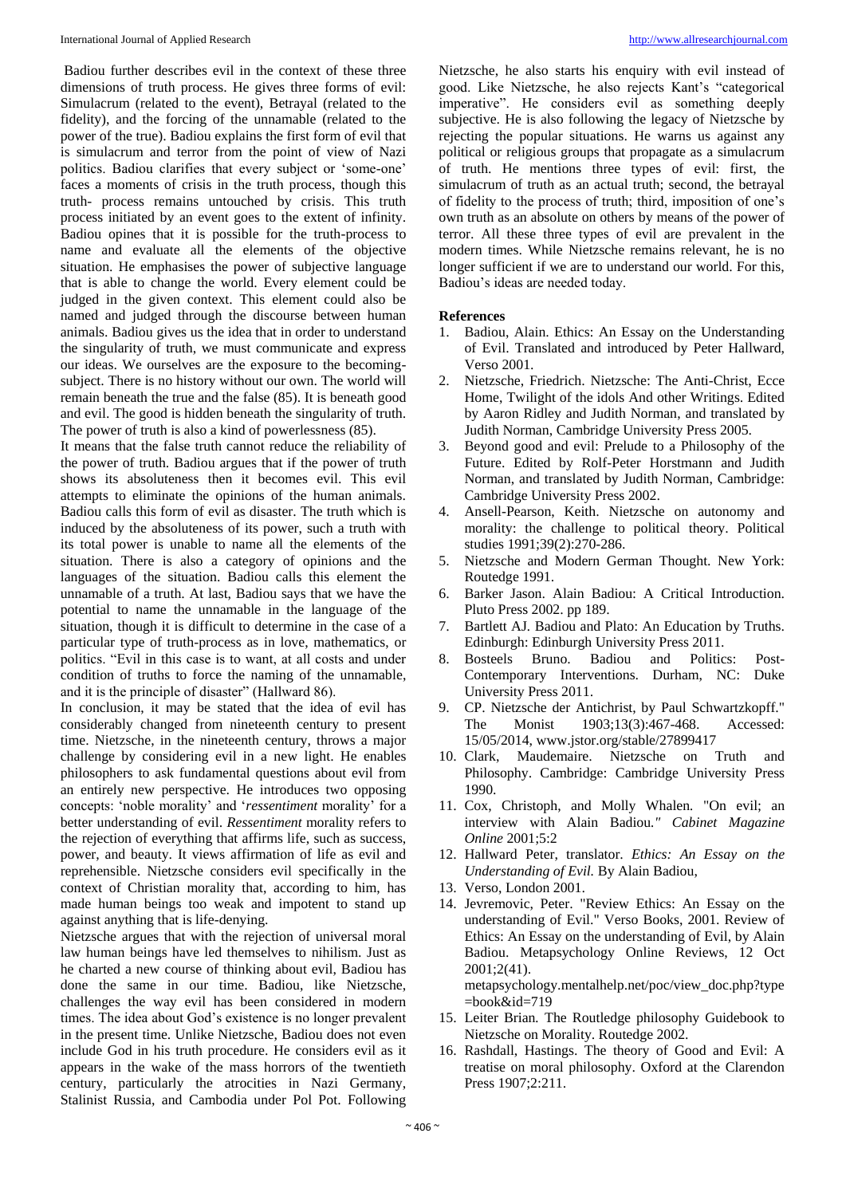Badiou further describes evil in the context of these three dimensions of truth process. He gives three forms of evil: Simulacrum (related to the event), Betrayal (related to the fidelity), and the forcing of the unnamable (related to the power of the true). Badiou explains the first form of evil that is simulacrum and terror from the point of view of Nazi politics. Badiou clarifies that every subject or 'some-one' faces a moments of crisis in the truth process, though this truth- process remains untouched by crisis. This truth process initiated by an event goes to the extent of infinity. Badiou opines that it is possible for the truth-process to name and evaluate all the elements of the objective situation. He emphasises the power of subjective language that is able to change the world. Every element could be judged in the given context. This element could also be named and judged through the discourse between human animals. Badiou gives us the idea that in order to understand the singularity of truth, we must communicate and express our ideas. We ourselves are the exposure to the becoming-subject. There is no history without our own. The world will remain beneath the true and the false (85). It is beneath good and evil. The good is hidden beneath the singularity of truth. The power of truth is also a kind of powerlessness (85).

It means that the false truth cannot reduce the reliability of the power of truth. Badiou argues that if the power of truth shows its absoluteness then it becomes evil. This evil attempts to eliminate the opinions of the human animals. Badiou calls this form of evil as disaster. The truth which is induced by the absoluteness of its power, such a truth with its total power is unable to name all the elements of the situation. There is also a category of opinions and the languages of the situation. Badiou calls this element the unnamable of a truth. At last, Badiou says that we have the potential to name the unnamable in the language of the situation, though it is difficult to determine in the case of a particular type of truth-process as in love, mathematics, or politics. "Evil in this case is to want, at all costs and under condition of truths to force the naming of the unnamable, and it is the principle of disaster" (Hallward 86).

In conclusion, it may be stated that the idea of evil has considerably changed from nineteenth century to present time. Nietzsche, in the nineteenth century, throws a major challenge by considering evil in a new light. He enables philosophers to ask fundamental questions about evil from an entirely new perspective. He introduces two opposing concepts: 'noble morality' and '*ressentiment* morality' for a better understanding of evil. *Ressentiment* morality refers to the rejection of everything that affirms life, such as success, power, and beauty. It views affirmation of life as evil and reprehensible. Nietzsche considers evil specifically in the context of Christian morality that, according to him, has made human beings too weak and impotent to stand up against anything that is life-denying.

Nietzsche argues that with the rejection of universal moral law human beings have led themselves to nihilism. Just as he charted a new course of thinking about evil, Badiou has done the same in our time. Badiou, like Nietzsche, challenges the way evil has been considered in modern times. The idea about God's existence is no longer prevalent in the present time. Unlike Nietzsche, Badiou does not even include God in his truth procedure. He considers evil as it appears in the wake of the mass horrors of the twentieth century, particularly the atrocities in Nazi Germany, Stalinist Russia, and Cambodia under Pol Pot. Following Nietzsche, he also starts his enquiry with evil instead of good. Like Nietzsche, he also rejects Kant's "categorical imperative". He considers evil as something deeply subjective. He is also following the legacy of Nietzsche by rejecting the popular situations. He warns us against any political or religious groups that propagate as a simulacrum of truth. He mentions three types of evil: first, the simulacrum of truth as an actual truth; second, the betrayal of fidelity to the process of truth; third, imposition of one's own truth as an absolute on others by means of the power of terror. All these three types of evil are prevalent in the modern times. While Nietzsche remains relevant, he is no longer sufficient if we are to understand our world. For this, Badiou's ideas are needed today.

## References

1. Badiou, Alain. Ethics: An Essay on the Understanding of Evil. Translated and introduced by Peter Hallward, Verso 2001.
2. Nietzsche, Friedrich. Nietzsche: The Anti-Christ, Ecce Home, Twilight of the idols And other Writings. Edited by Aaron Ridley and Judith Norman, and translated by Judith Norman, Cambridge University Press 2005.
3. Beyond good and evil: Prelude to a Philosophy of the Future. Edited by Rolf-Peter Horstmann and Judith Norman, and translated by Judith Norman, Cambridge: Cambridge University Press 2002.
4. Ansell-Pearson, Keith. Nietzsche on autonomy and morality: the challenge to political theory. Political studies 1991;39(2):270-286.
5. Nietzsche and Modern German Thought. New York: Routledge 1991.
6. Barker Jason. Alain Badiou: A Critical Introduction. Pluto Press 2002. pp 189.
7. Bartlett AJ. Badiou and Plato: An Education by Truths. Edinburgh: Edinburgh University Press 2011.
8. Bosteels Bruno. Badiou and Politics: Post-Contemporary Interventions. Durham, NC: Duke University Press 2011.
9. CP. Nietzsche der Antichrist, by Paul Schwartzkopff." The Monist 1903;13(3):467-468. Accessed: 15/05/2014, www.jstor.org/stable/27899417
10. Clark, Maudemaire. Nietzsche on Truth and Philosophy. Cambridge: Cambridge University Press 1990.
11. Cox, Christoph, and Molly Whalen. "On evil; an interview with Alain Badiou*." Cabinet Magazine Online* 2001;5:2
12. Hallward Peter, translator. *Ethics: An Essay on the Understanding of Evil.* By Alain Badiou,
13. Verso, London 2001.
14. Jevremovic, Peter. "Review Ethics: An Essay on the understanding of Evil." Verso Books, 2001. Review of Ethics: An Essay on the understanding of Evil, by Alain Badiou. Metapsychology Online Reviews, 12 Oct 2001;2(41). metapsychology.mentalhelp.net/poc/view_doc.php?type=book&id=719
15. Leiter Brian. The Routledge philosophy Guidebook to Nietzsche on Morality. Routedge 2002.
16. Rashdall, Hastings. The theory of Good and Evil: A treatise on moral philosophy. Oxford at the Clarendon Press 1907;2:211.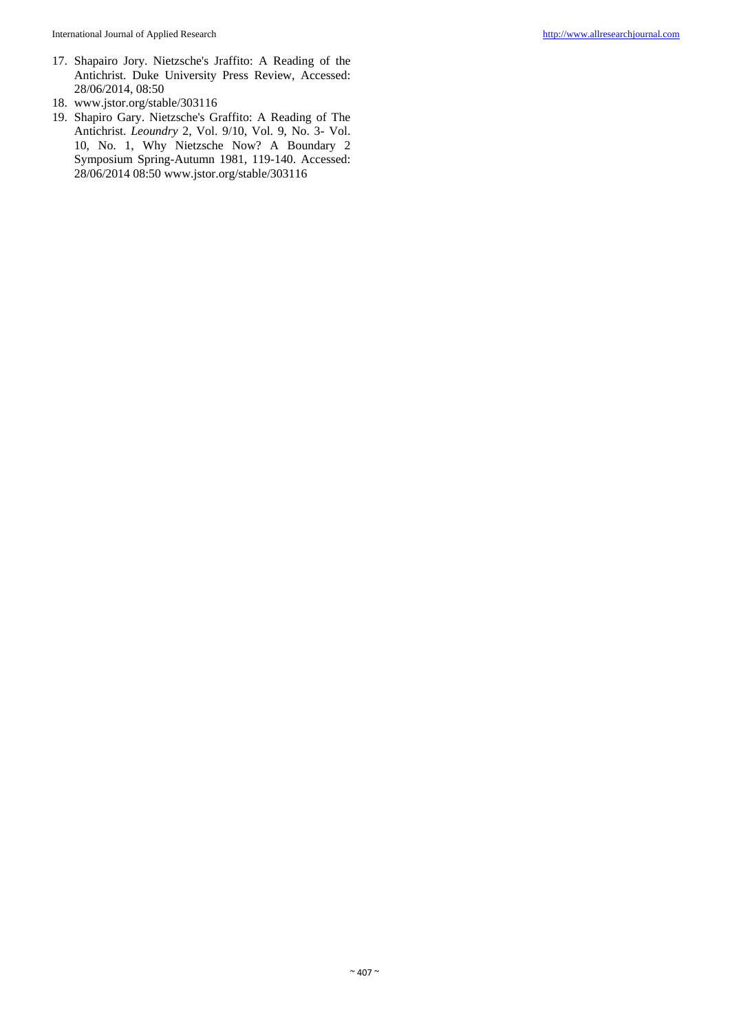17. Shapairo Jory. Nietzsche's Jraffito: A Reading of the Antichrist. Duke University Press Review, Accessed: 28/06/2014, 08:50
18. www.jstor.org/stable/303116
19. Shapiro Gary. Nietzsche's Graffito: A Reading of The Antichrist. *Leoundry* 2, Vol. 9/10, Vol. 9, No. 3- Vol. 10, No. 1, Why Nietzsche Now? A Boundary 2 Symposium Spring-Autumn 1981, 119-140. Accessed: 28/06/2014 08:50 www.jstor.org/stable/303116